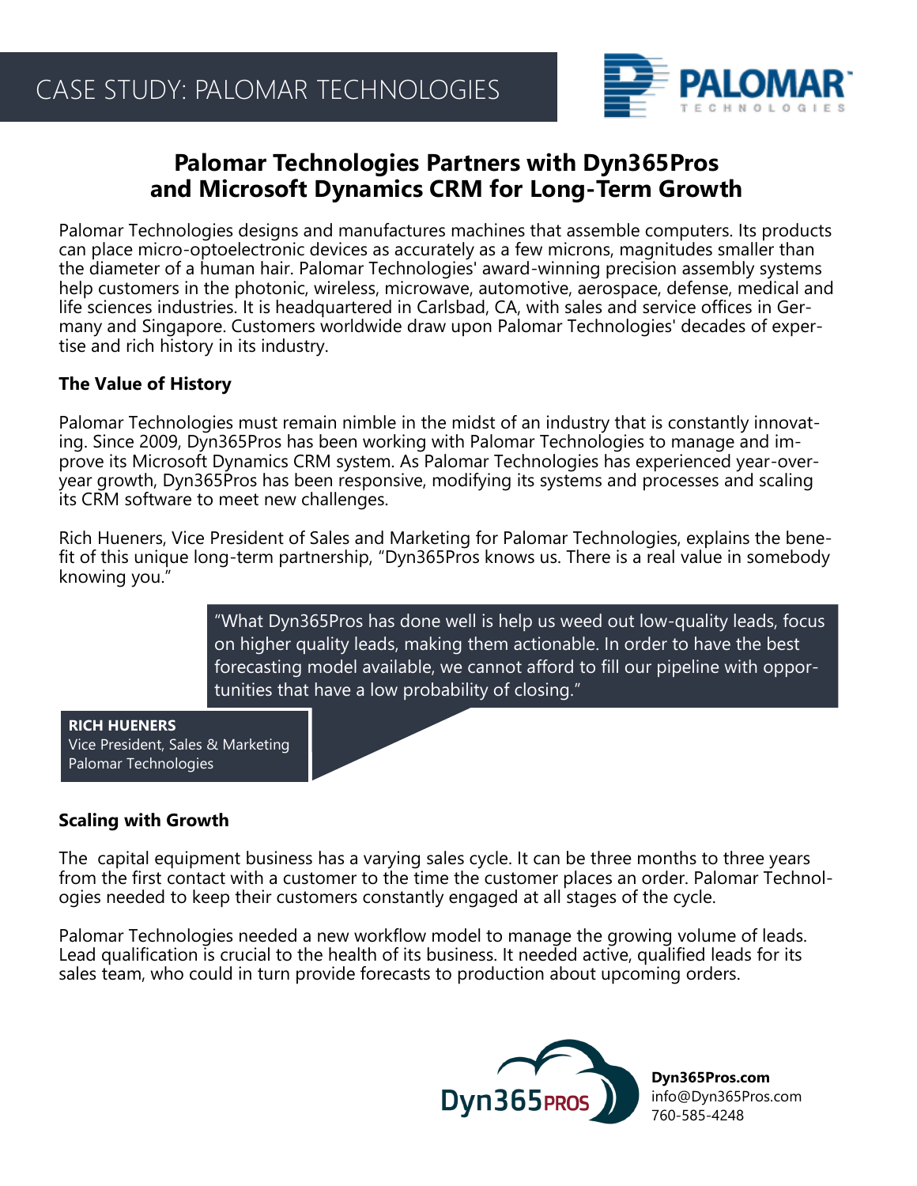# CASE STUDY: PALOMAR TECHNOLOGIES

## Palomar Technologies Partners with Dyn365Pros and Microsoft Dynamics CRM for Long-Term Growth

Palomar Technologies designs and manufactures machines that assemble computers. Its products can place micro-optoelectronic devices as accurately as a few microns, magnitudes smaller than the diameter of a human hair. Palomar Technologies' award-winning precision assembly systems help customers in the photonic, wireless, microwave, automotive, aerospace, defense, medical and life sciences industries. It is headquartered in Carlsbad, CA, with sales and service offices in Germany and Singapore. Customers worldwide draw upon Palomar Technologies' decades of expertise and rich history in its industry.

### The Value of History

Palomar Technologies must remain nimble in the midst of an industry that is constantly innovating. Since 2009, Dyn365Pros has been working with Palomar Technologies to manage and improve its Microsoft Dynamics CRM system. As Palomar Technologies has experienced year-over-year growth, Dyn365Pros has been responsive, modifying its systems and processes and scaling its CRM software to meet new challenges.

Rich Hueners, Vice President of Sales and Marketing for Palomar Technologies, explains the benefit of this unique long-term partnership, "Dyn365Pros knows us. There is a real value in somebody knowing you."

> "What Dyn365Pros has done well is help us weed out low-quality leads, focus on higher quality leads, making them actionable. In order to have the best forecasting model available, we cannot afford to fill our pipeline with opportunities that have a low probability of closing."
>
> **RICH HUENERS**
> Vice President, Sales & Marketing
> Palomar Technologies

### Scaling with Growth

The capital equipment business has a varying sales cycle. It can be three months to three years from the first contact with a customer to the time the customer places an order. Palomar Technologies needed to keep their customers constantly engaged at all stages of the cycle.

Palomar Technologies needed a new workflow model to manage the growing volume of leads. Lead qualification is crucial to the health of its business. It needed active, qualified leads for its sales team, who could in turn provide forecasts to production about upcoming orders.

**Dyn365Pros.com**
info@Dyn365Pros.com
760-585-4248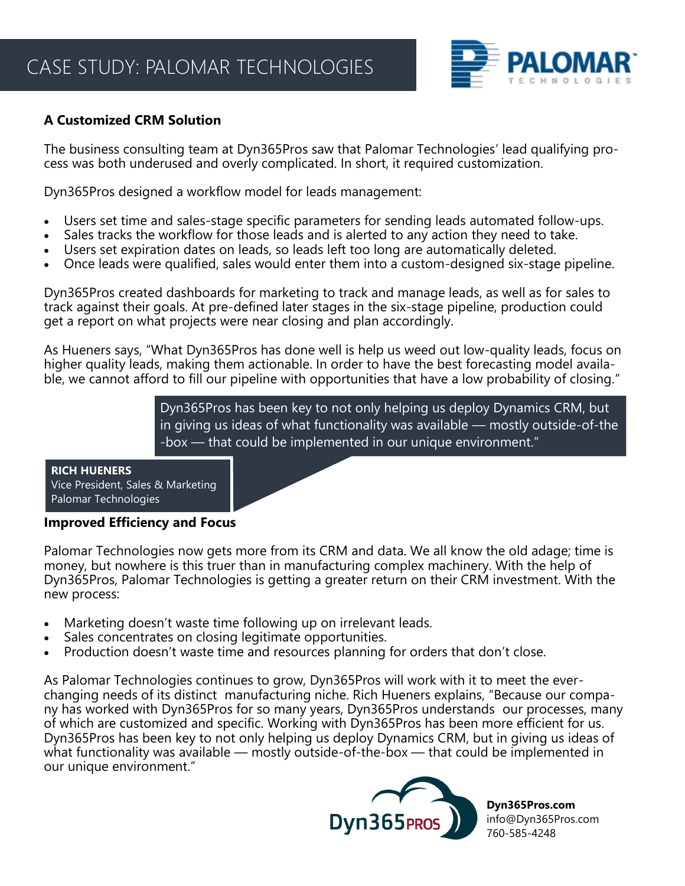# CASE STUDY: PALOMAR TECHNOLOGIES

### A Customized CRM Solution

The business consulting team at Dyn365Pros saw that Palomar Technologies' lead qualifying process was both underused and overly complicated. In short, it required customization.

Dyn365Pros designed a workflow model for leads management:

- Users set time and sales-stage specific parameters for sending leads automated follow-ups.
- Sales tracks the workflow for those leads and is alerted to any action they need to take.
- Users set expiration dates on leads, so leads left too long are automatically deleted.
- Once leads were qualified, sales would enter them into a custom-designed six-stage pipeline.

Dyn365Pros created dashboards for marketing to track and manage leads, as well as for sales to track against their goals. At pre-defined later stages in the six-stage pipeline, production could get a report on what projects were near closing and plan accordingly.

As Hueners says, "What Dyn365Pros has done well is help us weed out low-quality leads, focus on higher quality leads, making them actionable. In order to have the best forecasting model available, we cannot afford to fill our pipeline with opportunities that have a low probability of closing."

> Dyn365Pros has been key to not only helping us deploy Dynamics CRM, but in giving us ideas of what functionality was available — mostly outside-of-the-box — that could be implemented in our unique environment."
>
> **RICH HUENERS**
> Vice President, Sales & Marketing
> Palomar Technologies

### Improved Efficiency and Focus

Palomar Technologies now gets more from its CRM and data. We all know the old adage; time is money, but nowhere is this truer than in manufacturing complex machinery. With the help of Dyn365Pros, Palomar Technologies is getting a greater return on their CRM investment. With the new process:

- Marketing doesn't waste time following up on irrelevant leads.
- Sales concentrates on closing legitimate opportunities.
- Production doesn't waste time and resources planning for orders that don't close.

As Palomar Technologies continues to grow, Dyn365Pros will work with it to meet the ever-changing needs of its distinct manufacturing niche. Rich Hueners explains, "Because our company has worked with Dyn365Pros for so many years, Dyn365Pros understands our processes, many of which are customized and specific. Working with Dyn365Pros has been more efficient for us. Dyn365Pros has been key to not only helping us deploy Dynamics CRM, but in giving us ideas of what functionality was available — mostly outside-of-the-box — that could be implemented in our unique environment."

**Dyn365Pros.com**
info@Dyn365Pros.com
760-585-4248